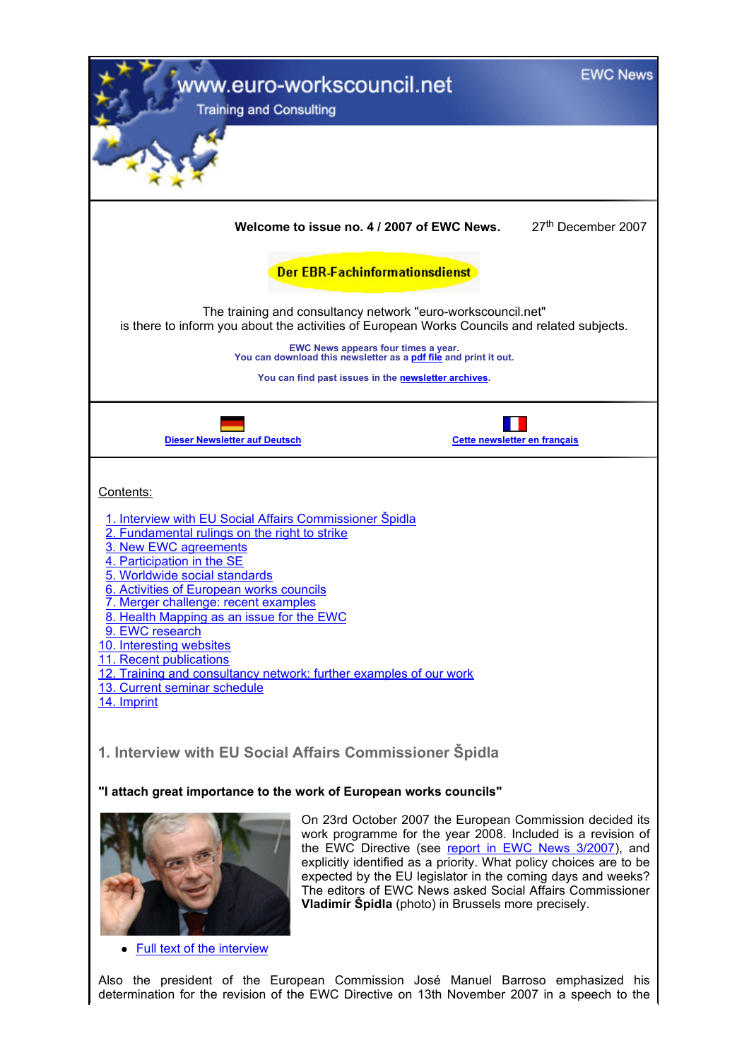www.euro-workscouncil.net

Training and Consulting

EWC News

**Welcome to issue no. 4 / 2007 of EWC News.** 27th December 2007

**Der EBR-Fachinformationsdienst**

The training and consultancy network "euro-workscouncil.net"
is there to inform you about the activities of European Works Councils and related subjects.

**EWC News appears four times a year.**
**You can download this newsletter as a pdf file and print it out.**

**You can find past issues in the newsletter archives.**

**Dieser Newsletter auf Deutsch**

**Cette newsletter en français**

Contents:

1. Interview with EU Social Affairs Commissioner Špidla
2. Fundamental rulings on the right to strike
3. New EWC agreements
4. Participation in the SE
5. Worldwide social standards
6. Activities of European works councils
7. Merger challenge: recent examples
8. Health Mapping as an issue for the EWC
9. EWC research
10. Interesting websites
11. Recent publications
12. Training and consultancy network: further examples of our work
13. Current seminar schedule
14. Imprint

## 1. Interview with EU Social Affairs Commissioner Špidla

**"I attach great importance to the work of European works councils"**

On 23rd October 2007 the European Commission decided its work programme for the year 2008. Included is a revision of the EWC Directive (see report in EWC News 3/2007), and explicitly identified as a priority. What policy choices are to be expected by the EU legislator in the coming days and weeks? The editors of EWC News asked Social Affairs Commissioner **Vladimír Špidla** (photo) in Brussels more precisely.

- Full text of the interview

Also the president of the European Commission José Manuel Barroso emphasized his determination for the revision of the EWC Directive on 13th November 2007 in a speech to the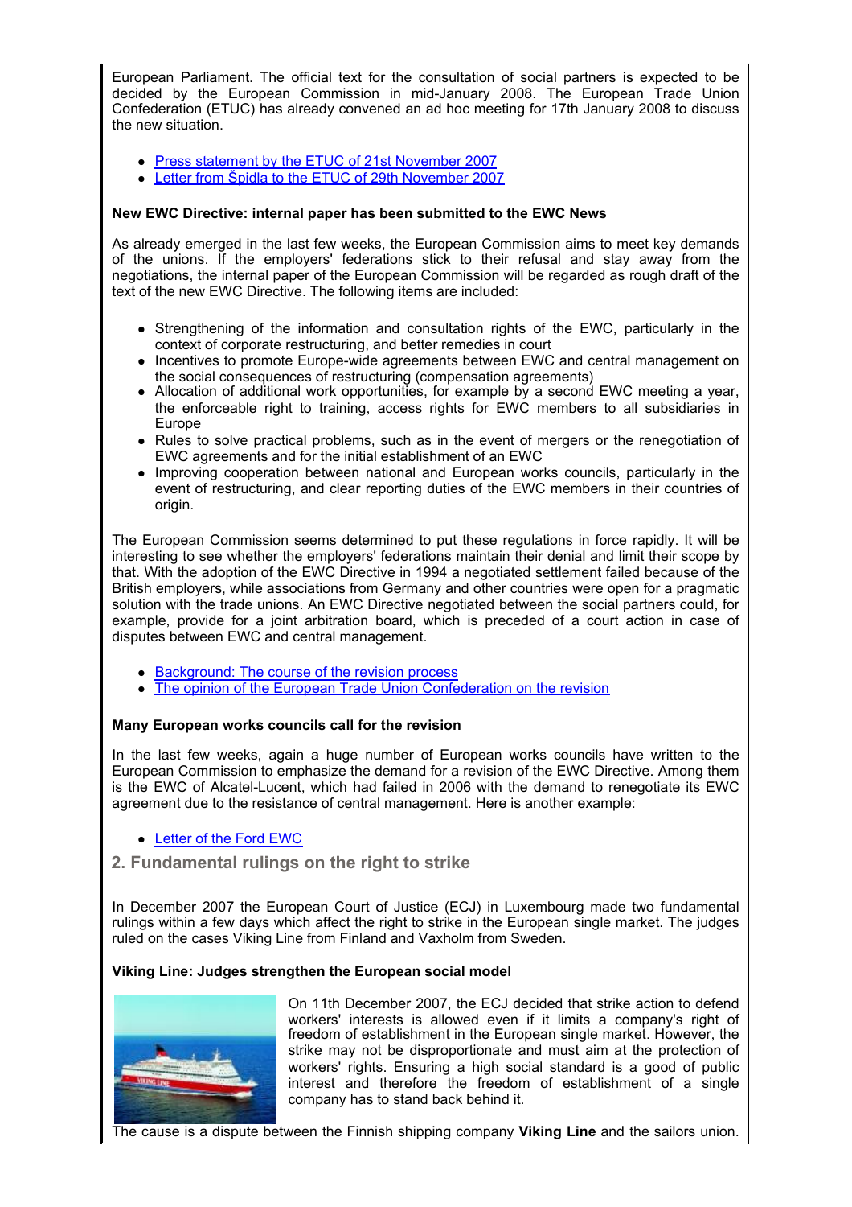European Parliament. The official text for the consultation of social partners is expected to be decided by the European Commission in mid-January 2008. The European Trade Union Confederation (ETUC) has already convened an ad hoc meeting for 17th January 2008 to discuss the new situation.

- Press statement by the ETUC of 21st November 2007
- Letter from Špidla to the ETUC of 29th November 2007

**New EWC Directive: internal paper has been submitted to the EWC News**

As already emerged in the last few weeks, the European Commission aims to meet key demands of the unions. If the employers' federations stick to their refusal and stay away from the negotiations, the internal paper of the European Commission will be regarded as rough draft of the text of the new EWC Directive. The following items are included:

- Strengthening of the information and consultation rights of the EWC, particularly in the context of corporate restructuring, and better remedies in court
- Incentives to promote Europe-wide agreements between EWC and central management on the social consequences of restructuring (compensation agreements)
- Allocation of additional work opportunities, for example by a second EWC meeting a year, the enforceable right to training, access rights for EWC members to all subsidiaries in Europe
- Rules to solve practical problems, such as in the event of mergers or the renegotiation of EWC agreements and for the initial establishment of an EWC
- Improving cooperation between national and European works councils, particularly in the event of restructuring, and clear reporting duties of the EWC members in their countries of origin.

The European Commission seems determined to put these regulations in force rapidly. It will be interesting to see whether the employers' federations maintain their denial and limit their scope by that. With the adoption of the EWC Directive in 1994 a negotiated settlement failed because of the British employers, while associations from Germany and other countries were open for a pragmatic solution with the trade unions. An EWC Directive negotiated between the social partners could, for example, provide for a joint arbitration board, which is preceded of a court action in case of disputes between EWC and central management.

- Background: The course of the revision process
- The opinion of the European Trade Union Confederation on the revision

**Many European works councils call for the revision**

In the last few weeks, again a huge number of European works councils have written to the European Commission to emphasize the demand for a revision of the EWC Directive. Among them is the EWC of Alcatel-Lucent, which had failed in 2006 with the demand to renegotiate its EWC agreement due to the resistance of central management. Here is another example:

- Letter of the Ford EWC

## 2. Fundamental rulings on the right to strike

In December 2007 the European Court of Justice (ECJ) in Luxembourg made two fundamental rulings within a few days which affect the right to strike in the European single market. The judges ruled on the cases Viking Line from Finland and Vaxholm from Sweden.

**Viking Line: Judges strengthen the European social model**

On 11th December 2007, the ECJ decided that strike action to defend workers' interests is allowed even if it limits a company's right of freedom of establishment in the European single market. However, the strike may not be disproportionate and must aim at the protection of workers' rights. Ensuring a high social standard is a good of public interest and therefore the freedom of establishment of a single company has to stand back behind it.

The cause is a dispute between the Finnish shipping company **Viking Line** and the sailors union.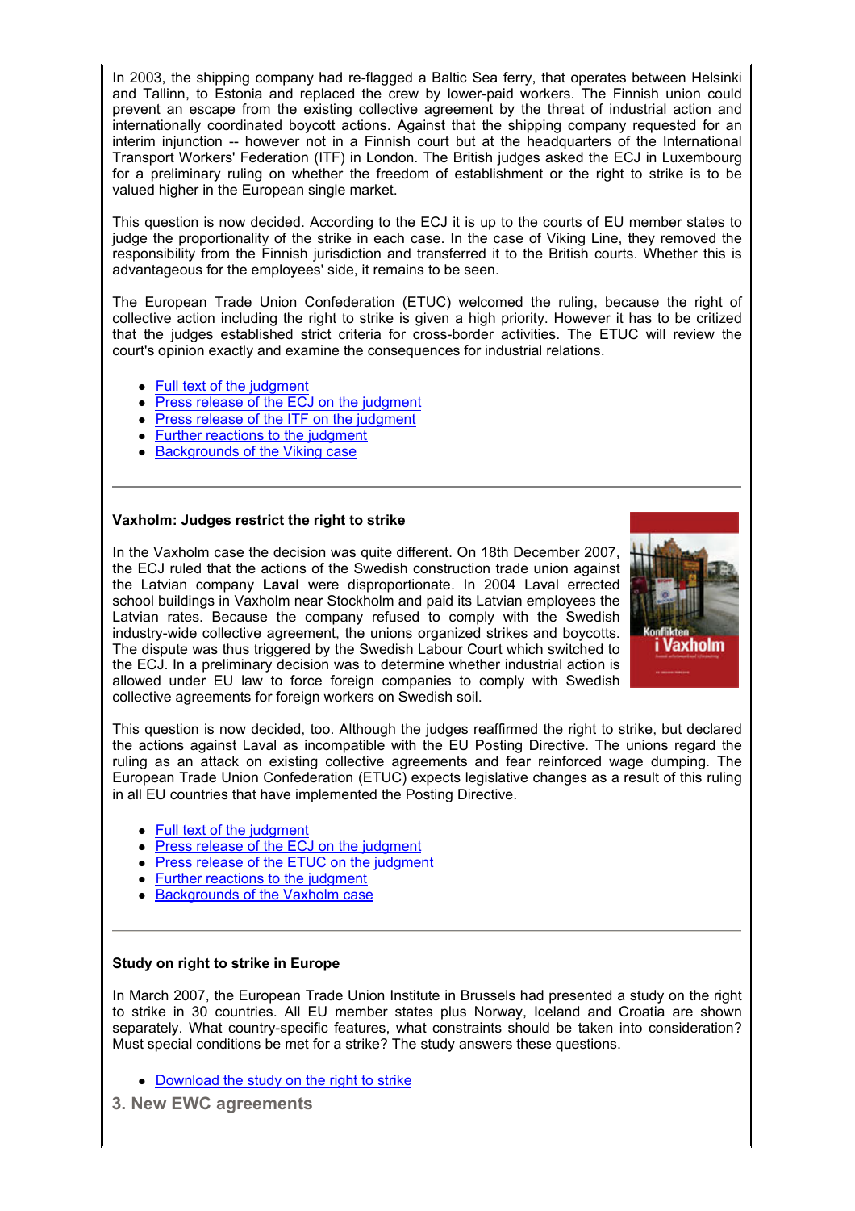In 2003, the shipping company had re-flagged a Baltic Sea ferry, that operates between Helsinki and Tallinn, to Estonia and replaced the crew by lower-paid workers. The Finnish union could prevent an escape from the existing collective agreement by the threat of industrial action and internationally coordinated boycott actions. Against that the shipping company requested for an interim injunction -- however not in a Finnish court but at the headquarters of the International Transport Workers' Federation (ITF) in London. The British judges asked the ECJ in Luxembourg for a preliminary ruling on whether the freedom of establishment or the right to strike is to be valued higher in the European single market.

This question is now decided. According to the ECJ it is up to the courts of EU member states to judge the proportionality of the strike in each case. In the case of Viking Line, they removed the responsibility from the Finnish jurisdiction and transferred it to the British courts. Whether this is advantageous for the employees' side, it remains to be seen.

The European Trade Union Confederation (ETUC) welcomed the ruling, because the right of collective action including the right to strike is given a high priority. However it has to be critized that the judges established strict criteria for cross-border activities. The ETUC will review the court's opinion exactly and examine the consequences for industrial relations.

- Full text of the judgment
- Press release of the ECJ on the judgment
- Press release of the ITF on the judgment
- Further reactions to the judgment
- Backgrounds of the Viking case

---

**Vaxholm: Judges restrict the right to strike**

In the Vaxholm case the decision was quite different. On 18th December 2007, the ECJ ruled that the actions of the Swedish construction trade union against the Latvian company **Laval** were disproportionate. In 2004 Laval errected school buildings in Vaxholm near Stockholm and paid its Latvian employees the Latvian rates. Because the company refused to comply with the Swedish industry-wide collective agreement, the unions organized strikes and boycotts. The dispute was thus triggered by the Swedish Labour Court which switched to the ECJ. In a preliminary decision was to determine whether industrial action is allowed under EU law to force foreign companies to comply with Swedish collective agreements for foreign workers on Swedish soil.

This question is now decided, too. Although the judges reaffirmed the right to strike, but declared the actions against Laval as incompatible with the EU Posting Directive. The unions regard the ruling as an attack on existing collective agreements and fear reinforced wage dumping. The European Trade Union Confederation (ETUC) expects legislative changes as a result of this ruling in all EU countries that have implemented the Posting Directive.

- Full text of the judgment
- Press release of the ECJ on the judgment
- Press release of the ETUC on the judgment
- Further reactions to the judgment
- Backgrounds of the Vaxholm case

---

**Study on right to strike in Europe**

In March 2007, the European Trade Union Institute in Brussels had presented a study on the right to strike in 30 countries. All EU member states plus Norway, Iceland and Croatia are shown separately. What country-specific features, what constraints should be taken into consideration? Must special conditions be met for a strike? The study answers these questions.

- Download the study on the right to strike

## 3. New EWC agreements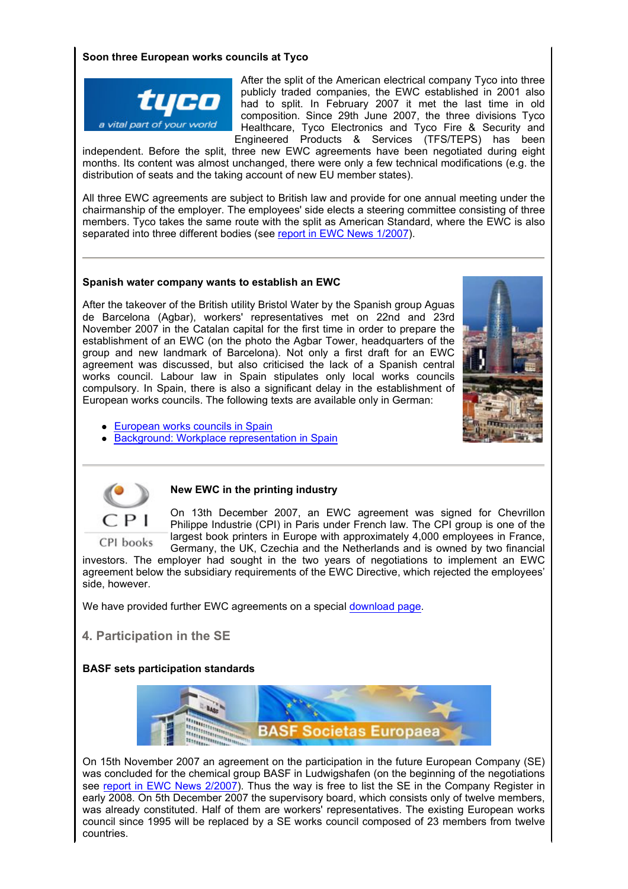**Soon three European works councils at Tyco**

After the split of the American electrical company Tyco into three publicly traded companies, the EWC established in 2001 also had to split. In February 2007 it met the last time in old composition. Since 29th June 2007, the three divisions Tyco Healthcare, Tyco Electronics and Tyco Fire & Security and Engineered Products & Services (TFS/TEPS) has been independent. Before the split, three new EWC agreements have been negotiated during eight months. Its content was almost unchanged, there were only a few technical modifications (e.g. the distribution of seats and the taking account of new EU member states).

All three EWC agreements are subject to British law and provide for one annual meeting under the chairmanship of the employer. The employees' side elects a steering committee consisting of three members. Tyco takes the same route with the split as American Standard, where the EWC is also separated into three different bodies (see report in EWC News 1/2007).

---

**Spanish water company wants to establish an EWC**

After the takeover of the British utility Bristol Water by the Spanish group Aguas de Barcelona (Agbar), workers' representatives met on 22nd and 23rd November 2007 in the Catalan capital for the first time in order to prepare the establishment of an EWC (on the photo the Agbar Tower, headquarters of the group and new landmark of Barcelona). Not only a first draft for an EWC agreement was discussed, but also criticised the lack of a Spanish central works council. Labour law in Spain stipulates only local works councils compulsory. In Spain, there is also a significant delay in the establishment of European works councils. The following texts are available only in German:

- European works councils in Spain
- Background: Workplace representation in Spain

---

**New EWC in the printing industry**

On 13th December 2007, an EWC agreement was signed for Chevrillon Philippe Industrie (CPI) in Paris under French law. The CPI group is one of the largest book printers in Europe with approximately 4,000 employees in France, Germany, the UK, Czechia and the Netherlands and is owned by two financial investors. The employer had sought in the two years of negotiations to implement an EWC agreement below the subsidiary requirements of the EWC Directive, which rejected the employees' side, however.

We have provided further EWC agreements on a special download page.

## 4. Participation in the SE

**BASF sets participation standards**

On 15th November 2007 an agreement on the participation in the future European Company (SE) was concluded for the chemical group BASF in Ludwigshafen (on the beginning of the negotiations see report in EWC News 2/2007). Thus the way is free to list the SE in the Company Register in early 2008. On 5th December 2007 the supervisory board, which consists only of twelve members, was already constituted. Half of them are workers' representatives. The existing European works council since 1995 will be replaced by a SE works council composed of 23 members from twelve countries.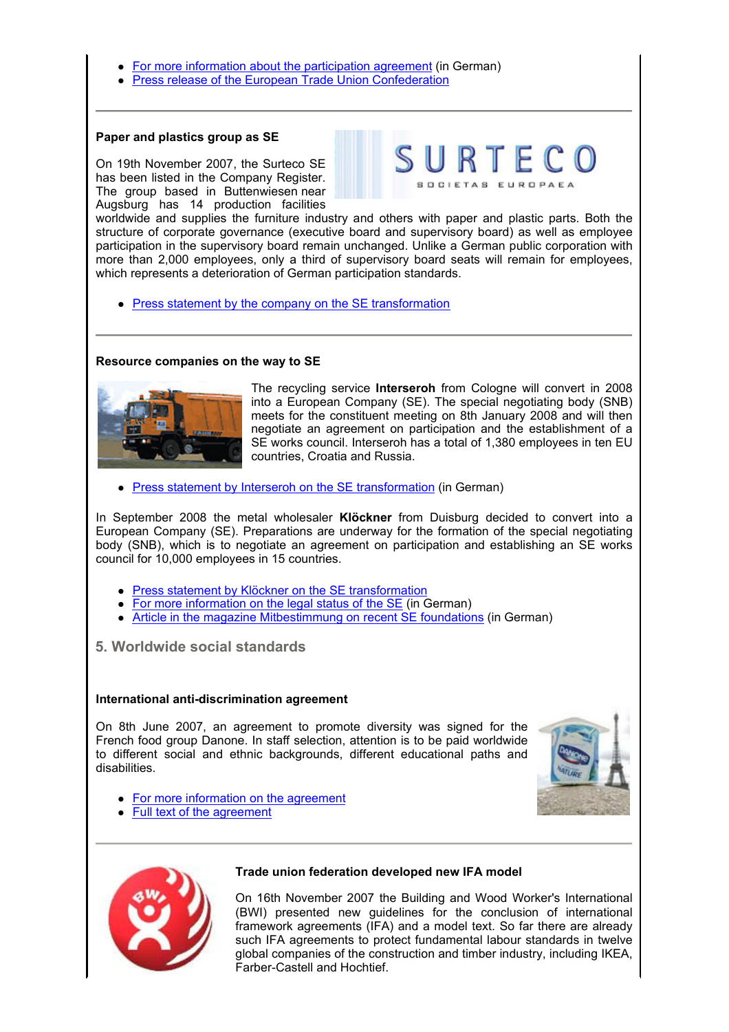- For more information about the participation agreement (in German)
- Press release of the European Trade Union Confederation

**Paper and plastics group as SE**

On 19th November 2007, the Surteco SE has been listed in the Company Register. The group based in Buttenwiesen near Augsburg has 14 production facilities worldwide and supplies the furniture industry and others with paper and plastic parts. Both the structure of corporate governance (executive board and supervisory board) as well as employee participation in the supervisory board remain unchanged. Unlike a German public corporation with more than 2,000 employees, only a third of supervisory board seats will remain for employees, which represents a deterioration of German participation standards.

- Press statement by the company on the SE transformation

**Resource companies on the way to SE**

The recycling service **Interseroh** from Cologne will convert in 2008 into a European Company (SE). The special negotiating body (SNB) meets for the constituent meeting on 8th January 2008 and will then negotiate an agreement on participation and the establishment of a SE works council. Interseroh has a total of 1,380 employees in ten EU countries, Croatia and Russia.

- Press statement by Interseroh on the SE transformation (in German)

In September 2008 the metal wholesaler **Klöckner** from Duisburg decided to convert into a European Company (SE). Preparations are underway for the formation of the special negotiating body (SNB), which is to negotiate an agreement on participation and establishing an SE works council for 10,000 employees in 15 countries.

- Press statement by Klöckner on the SE transformation
- For more information on the legal status of the SE (in German)
- Article in the magazine Mitbestimmung on recent SE foundations (in German)

## 5. Worldwide social standards

**International anti-discrimination agreement**

On 8th June 2007, an agreement to promote diversity was signed for the French food group Danone. In staff selection, attention is to be paid worldwide to different social and ethnic backgrounds, different educational paths and disabilities.

- For more information on the agreement
- Full text of the agreement

**Trade union federation developed new IFA model**

On 16th November 2007 the Building and Wood Worker's International (BWI) presented new guidelines for the conclusion of international framework agreements (IFA) and a model text. So far there are already such IFA agreements to protect fundamental labour standards in twelve global companies of the construction and timber industry, including IKEA, Farber-Castell and Hochtief.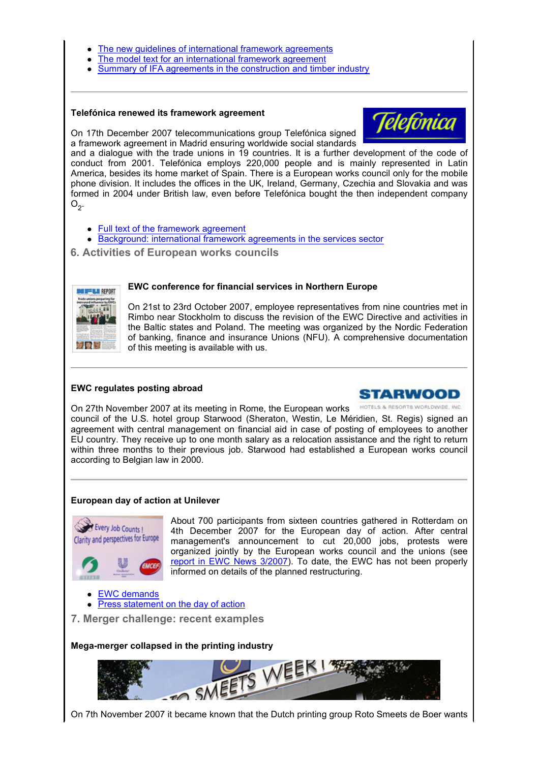- The new guidelines of international framework agreements
- The model text for an international framework agreement
- Summary of IFA agreements in the construction and timber industry

---

**Telefónica renewed its framework agreement**

On 17th December 2007 telecommunications group Telefónica signed a framework agreement in Madrid ensuring worldwide social standards and a dialogue with the trade unions in 19 countries. It is a further development of the code of conduct from 2001. Telefónica employs 220,000 people and is mainly represented in Latin America, besides its home market of Spain. There is a European works council only for the mobile phone division. It includes the offices in the UK, Ireland, Germany, Czechia and Slovakia and was formed in 2004 under British law, even before Telefónica bought the then independent company $O_2$.

- Full text of the framework agreement
- Background: international framework agreements in the services sector

## 6. Activities of European works councils

**EWC conference for financial services in Northern Europe**

On 21st to 23rd October 2007, employee representatives from nine countries met in Rimbo near Stockholm to discuss the revision of the EWC Directive and activities in the Baltic states and Poland. The meeting was organized by the Nordic Federation of banking, finance and insurance Unions (NFU). A comprehensive documentation of this meeting is available with us.

---

**EWC regulates posting abroad**

On 27th November 2007 at its meeting in Rome, the European works council of the U.S. hotel group Starwood (Sheraton, Westin, Le Méridien, St. Regis) signed an agreement with central management on financial aid in case of posting of employees to another EU country. They receive up to one month salary as a relocation assistance and the right to return within three months to their previous job. Starwood had established a European works council according to Belgian law in 2000.

---

**European day of action at Unilever**

About 700 participants from sixteen countries gathered in Rotterdam on 4th December 2007 for the European day of action. After central management's announcement to cut 20,000 jobs, protests were organized jointly by the European works council and the unions (see report in EWC News 3/2007). To date, the EWC has not been properly informed on details of the planned restructuring.

- EWC demands
- Press statement on the day of action

## 7. Merger challenge: recent examples

**Mega-merger collapsed in the printing industry**

On 7th November 2007 it became known that the Dutch printing group Roto Smeets de Boer wants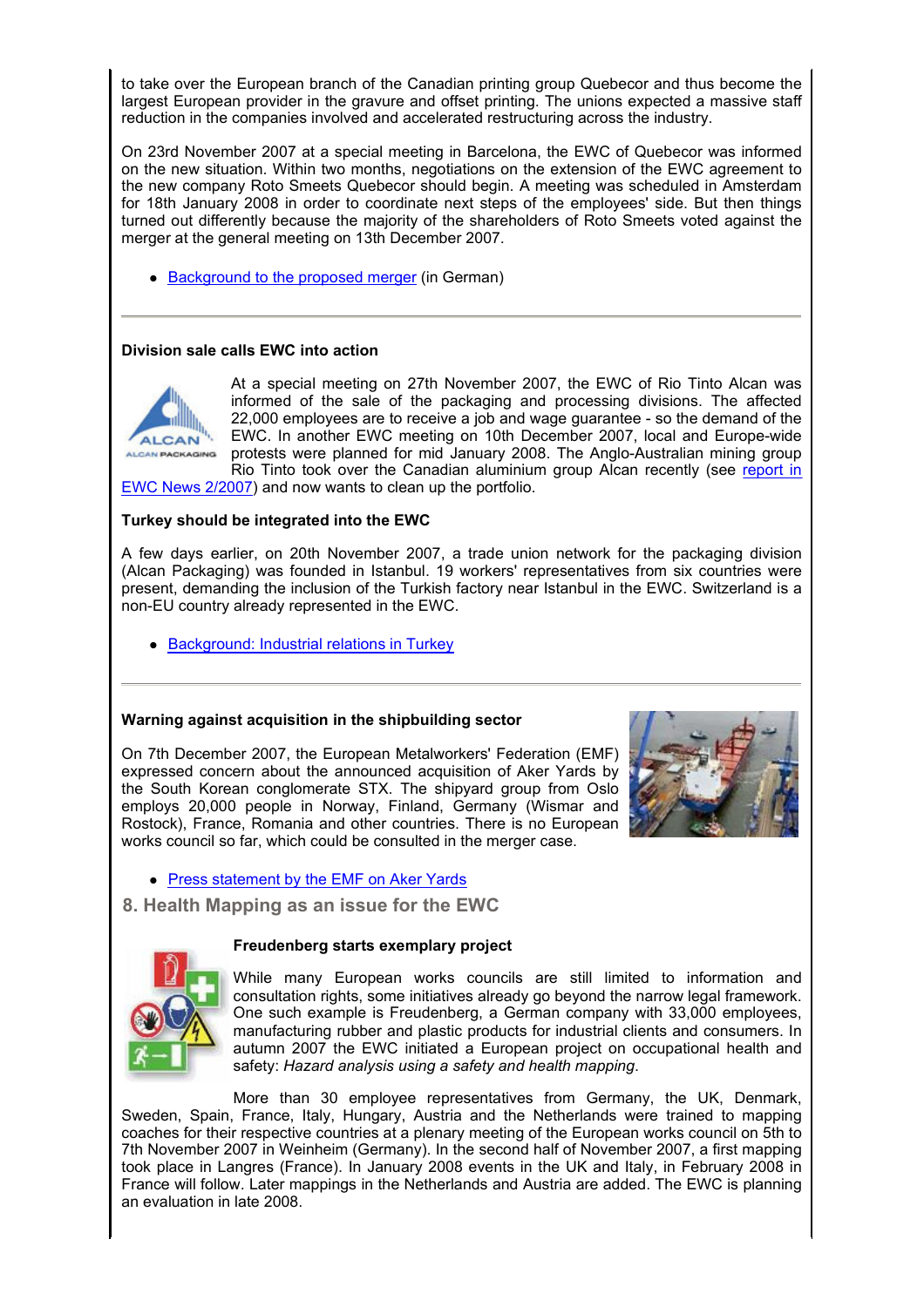to take over the European branch of the Canadian printing group Quebecor and thus become the largest European provider in the gravure and offset printing. The unions expected a massive staff reduction in the companies involved and accelerated restructuring across the industry.

On 23rd November 2007 at a special meeting in Barcelona, the EWC of Quebecor was informed on the new situation. Within two months, negotiations on the extension of the EWC agreement to the new company Roto Smeets Quebecor should begin. A meeting was scheduled in Amsterdam for 18th January 2008 in order to coordinate next steps of the employees' side. But then things turned out differently because the majority of the shareholders of Roto Smeets voted against the merger at the general meeting on 13th December 2007.

- Background to the proposed merger (in German)

---

**Division sale calls EWC into action**

At a special meeting on 27th November 2007, the EWC of Rio Tinto Alcan was informed of the sale of the packaging and processing divisions. The affected 22,000 employees are to receive a job and wage guarantee - so the demand of the EWC. In another EWC meeting on 10th December 2007, local and Europe-wide protests were planned for mid January 2008. The Anglo-Australian mining group Rio Tinto took over the Canadian aluminium group Alcan recently (see report in EWC News 2/2007) and now wants to clean up the portfolio.

**Turkey should be integrated into the EWC**

A few days earlier, on 20th November 2007, a trade union network for the packaging division (Alcan Packaging) was founded in Istanbul. 19 workers' representatives from six countries were present, demanding the inclusion of the Turkish factory near Istanbul in the EWC. Switzerland is a non-EU country already represented in the EWC.

- Background: Industrial relations in Turkey

---

**Warning against acquisition in the shipbuilding sector**

On 7th December 2007, the European Metalworkers' Federation (EMF) expressed concern about the announced acquisition of Aker Yards by the South Korean conglomerate STX. The shipyard group from Oslo employs 20,000 people in Norway, Finland, Germany (Wismar and Rostock), France, Romania and other countries. There is no European works council so far, which could be consulted in the merger case.

- Press statement by the EMF on Aker Yards

## 8. Health Mapping as an issue for the EWC

**Freudenberg starts exemplary project**

While many European works councils are still limited to information and consultation rights, some initiatives already go beyond the narrow legal framework. One such example is Freudenberg, a German company with 33,000 employees, manufacturing rubber and plastic products for industrial clients and consumers. In autumn 2007 the EWC initiated a European project on occupational health and safety: *Hazard analysis using a safety and health mapping*.

More than 30 employee representatives from Germany, the UK, Denmark, Sweden, Spain, France, Italy, Hungary, Austria and the Netherlands were trained to mapping coaches for their respective countries at a plenary meeting of the European works council on 5th to 7th November 2007 in Weinheim (Germany). In the second half of November 2007, a first mapping took place in Langres (France). In January 2008 events in the UK and Italy, in February 2008 in France will follow. Later mappings in the Netherlands and Austria are added. The EWC is planning an evaluation in late 2008.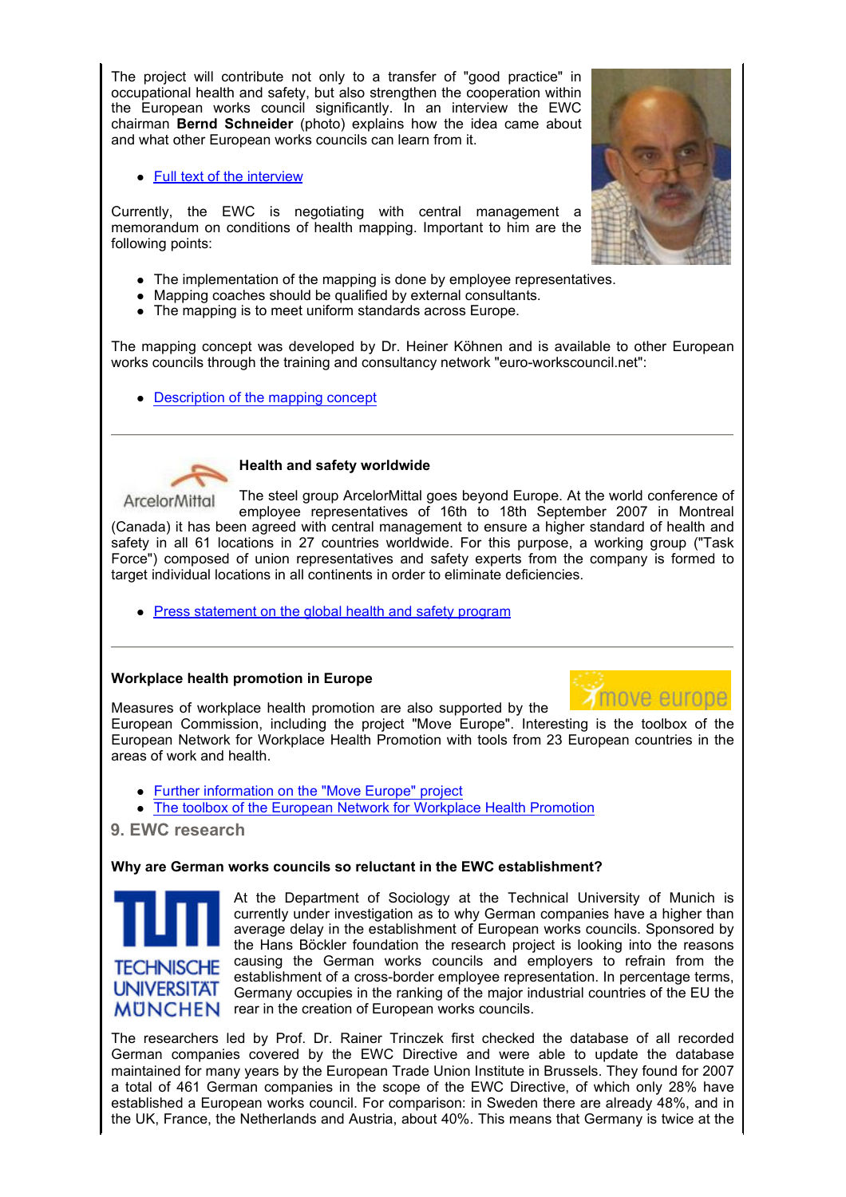The project will contribute not only to a transfer of "good practice" in occupational health and safety, but also strengthen the cooperation within the European works council significantly. In an interview the EWC chairman **Bernd Schneider** (photo) explains how the idea came about and what other European works councils can learn from it.

- Full text of the interview

Currently, the EWC is negotiating with central management a memorandum on conditions of health mapping. Important to him are the following points:

- The implementation of the mapping is done by employee representatives.
- Mapping coaches should be qualified by external consultants.
- The mapping is to meet uniform standards across Europe.

The mapping concept was developed by Dr. Heiner Köhnen and is available to other European works councils through the training and consultancy network "euro-workscouncil.net":

- Description of the mapping concept

---

**Health and safety worldwide**

The steel group ArcelorMittal goes beyond Europe. At the world conference of employee representatives of 16th to 18th September 2007 in Montreal (Canada) it has been agreed with central management to ensure a higher standard of health and safety in all 61 locations in 27 countries worldwide. For this purpose, a working group ("Task Force") composed of union representatives and safety experts from the company is formed to target individual locations in all continents in order to eliminate deficiencies.

- Press statement on the global health and safety program

---

**Workplace health promotion in Europe**

Measures of workplace health promotion are also supported by the European Commission, including the project "Move Europe". Interesting is the toolbox of the European Network for Workplace Health Promotion with tools from 23 European countries in the areas of work and health.

- Further information on the "Move Europe" project
- The toolbox of the European Network for Workplace Health Promotion

## 9. EWC research

**Why are German works councils so reluctant in the EWC establishment?**

At the Department of Sociology at the Technical University of Munich is currently under investigation as to why German companies have a higher than average delay in the establishment of European works councils. Sponsored by the Hans Böckler foundation the research project is looking into the reasons causing the German works councils and employers to refrain from the establishment of a cross-border employee representation. In percentage terms, Germany occupies in the ranking of the major industrial countries of the EU the rear in the creation of European works councils.

The researchers led by Prof. Dr. Rainer Trinczek first checked the database of all recorded German companies covered by the EWC Directive and were able to update the database maintained for many years by the European Trade Union Institute in Brussels. They found for 2007 a total of 461 German companies in the scope of the EWC Directive, of which only 28% have established a European works council. For comparison: in Sweden there are already 48%, and in the UK, France, the Netherlands and Austria, about 40%. This means that Germany is twice at the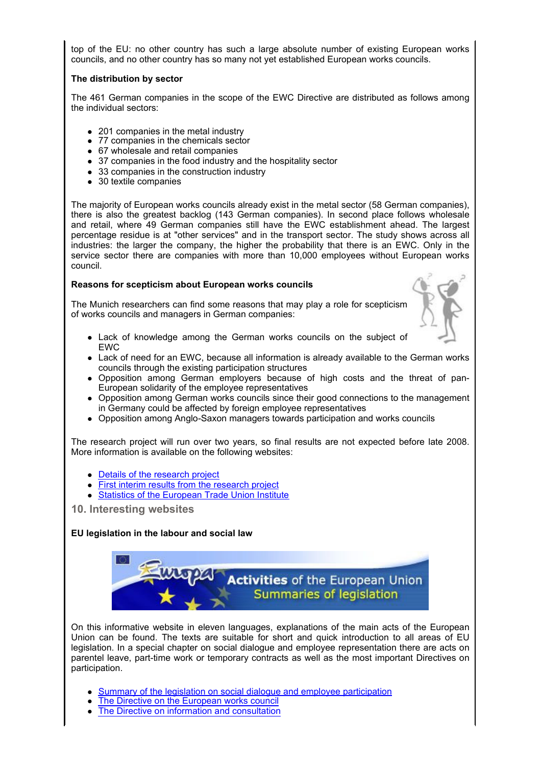top of the EU: no other country has such a large absolute number of existing European works councils, and no other country has so many not yet established European works councils.

**The distribution by sector**

The 461 German companies in the scope of the EWC Directive are distributed as follows among the individual sectors:

- 201 companies in the metal industry
- 77 companies in the chemicals sector
- 67 wholesale and retail companies
- 37 companies in the food industry and the hospitality sector
- 33 companies in the construction industry
- 30 textile companies

The majority of European works councils already exist in the metal sector (58 German companies), there is also the greatest backlog (143 German companies). In second place follows wholesale and retail, where 49 German companies still have the EWC establishment ahead. The largest percentage residue is at "other services" and in the transport sector. The study shows across all industries: the larger the company, the higher the probability that there is an EWC. Only in the service sector there are companies with more than 10,000 employees without European works council.

**Reasons for scepticism about European works councils**

The Munich researchers can find some reasons that may play a role for scepticism of works councils and managers in German companies:

- Lack of knowledge among the German works councils on the subject of EWC
- Lack of need for an EWC, because all information is already available to the German works councils through the existing participation structures
- Opposition among German employers because of high costs and the threat of pan-European solidarity of the employee representatives
- Opposition among German works councils since their good connections to the management in Germany could be affected by foreign employee representatives
- Opposition among Anglo-Saxon managers towards participation and works councils

The research project will run over two years, so final results are not expected before late 2008. More information is available on the following websites:

- Details of the research project
- First interim results from the research project
- Statistics of the European Trade Union Institute

## 10. Interesting websites

**EU legislation in the labour and social law**

Europa – Activities of the European Union – Summaries of legislation

On this informative website in eleven languages, explanations of the main acts of the European Union can be found. The texts are suitable for short and quick introduction to all areas of EU legislation. In a special chapter on social dialogue and employee representation there are acts on parentel leave, part-time work or temporary contracts as well as the most important Directives on participation.

- Summary of the legislation on social dialogue and employee participation
- The Directive on the European works council
- The Directive on information and consultation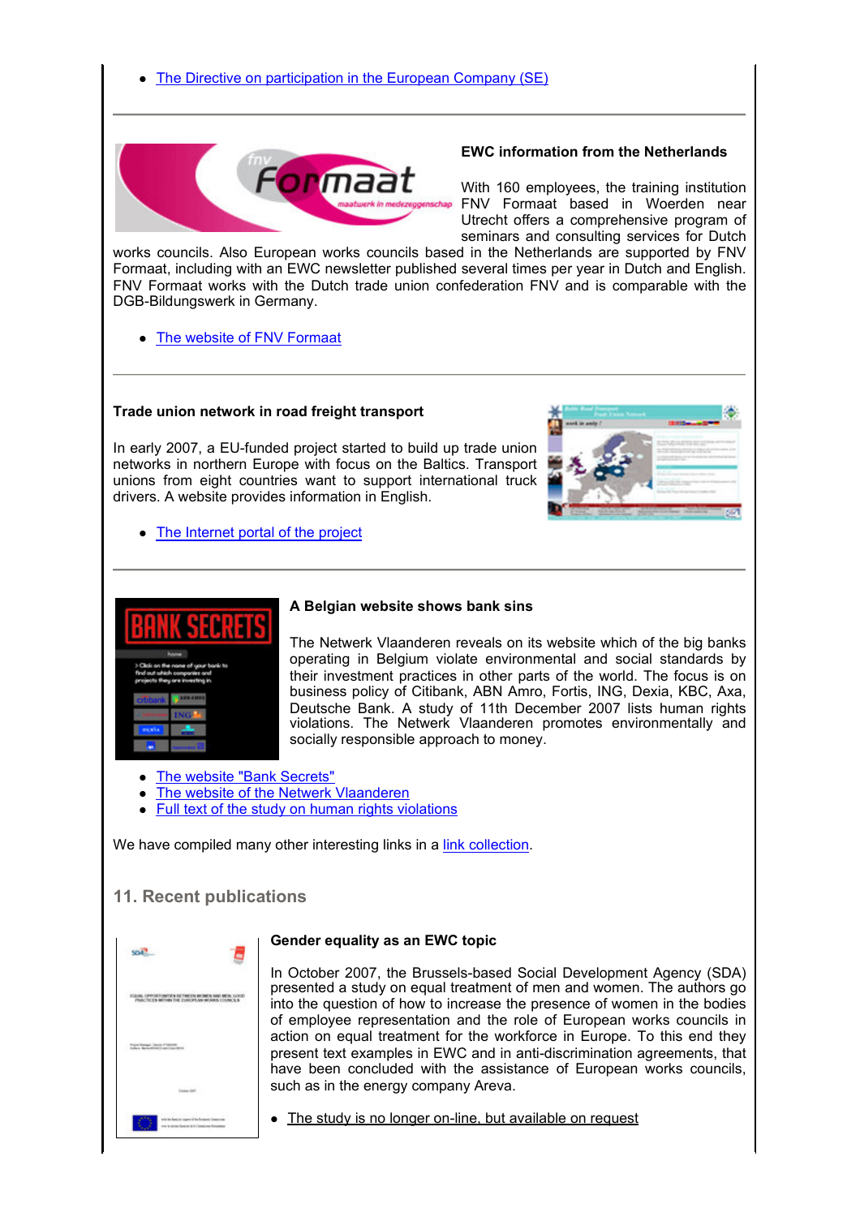- The Directive on participation in the European Company (SE)

---

**EWC information from the Netherlands**

With 160 employees, the training institution FNV Formaat based in Woerden near Utrecht offers a comprehensive program of seminars and consulting services for Dutch works councils. Also European works councils based in the Netherlands are supported by FNV Formaat, including with an EWC newsletter published several times per year in Dutch and English. FNV Formaat works with the Dutch trade union confederation FNV and is comparable with the DGB-Bildungswerk in Germany.

- The website of FNV Formaat

---

**Trade union network in road freight transport**

In early 2007, a EU-funded project started to build up trade union networks in northern Europe with focus on the Baltics. Transport unions from eight countries want to support international truck drivers. A website provides information in English.

- The Internet portal of the project

---

**A Belgian website shows bank sins**

The Netwerk Vlaanderen reveals on its website which of the big banks operating in Belgium violate environmental and social standards by their investment practices in other parts of the world. The focus is on business policy of Citibank, ABN Amro, Fortis, ING, Dexia, KBC, Axa, Deutsche Bank. A study of 11th December 2007 lists human rights violations. The Netwerk Vlaanderen promotes environmentally and socially responsible approach to money.

- The website "Bank Secrets"
- The website of the Netwerk Vlaanderen
- Full text of the study on human rights violations

We have compiled many other interesting links in a link collection.

## 11. Recent publications

**Gender equality as an EWC topic**

In October 2007, the Brussels-based Social Development Agency (SDA) presented a study on equal treatment of men and women. The authors go into the question of how to increase the presence of women in the bodies of employee representation and the role of European works councils in action on equal treatment for the workforce in Europe. To this end they present text examples in EWC and in anti-discrimination agreements, that have been concluded with the assistance of European works councils, such as in the energy company Areva.

- The study is no longer on-line, but available on request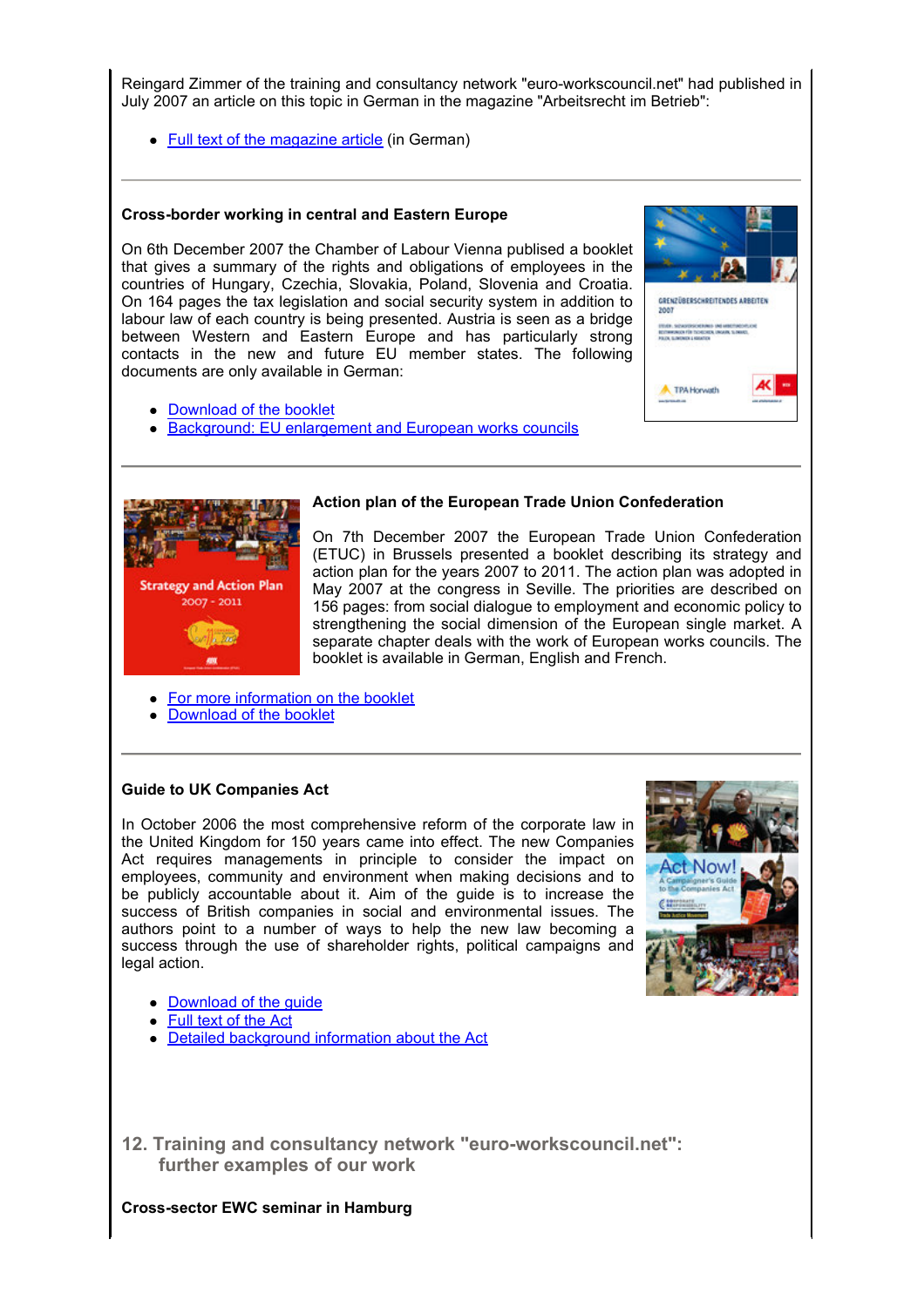Reingard Zimmer of the training and consultancy network "euro-workscouncil.net" had published in July 2007 an article on this topic in German in the magazine "Arbeitsrecht im Betrieb":

- Full text of the magazine article (in German)

---

**Cross-border working in central and Eastern Europe**

On 6th December 2007 the Chamber of Labour Vienna publised a booklet that gives a summary of the rights and obligations of employees in the countries of Hungary, Czechia, Slovakia, Poland, Slovenia and Croatia. On 164 pages the tax legislation and social security system in addition to labour law of each country is being presented. Austria is seen as a bridge between Western and Eastern Europe and has particularly strong contacts in the new and future EU member states. The following documents are only available in German:

- Download of the booklet
- Background: EU enlargement and European works councils

---

**Action plan of the European Trade Union Confederation**

On 7th December 2007 the European Trade Union Confederation (ETUC) in Brussels presented a booklet describing its strategy and action plan for the years 2007 to 2011. The action plan was adopted in May 2007 at the congress in Seville. The priorities are described on 156 pages: from social dialogue to employment and economic policy to strengthening the social dimension of the European single market. A separate chapter deals with the work of European works councils. The booklet is available in German, English and French.

- For more information on the booklet
- Download of the booklet

---

**Guide to UK Companies Act**

In October 2006 the most comprehensive reform of the corporate law in the United Kingdom for 150 years came into effect. The new Companies Act requires managements in principle to consider the impact on employees, community and environment when making decisions and to be publicly accountable about it. Aim of the guide is to increase the success of British companies in social and environmental issues. The authors point to a number of ways to help the new law becoming a success through the use of shareholder rights, political campaigns and legal action.

- Download of the guide
- Full text of the Act
- Detailed background information about the Act

## 12. Training and consultancy network "euro-workscouncil.net": further examples of our work

**Cross-sector EWC seminar in Hamburg**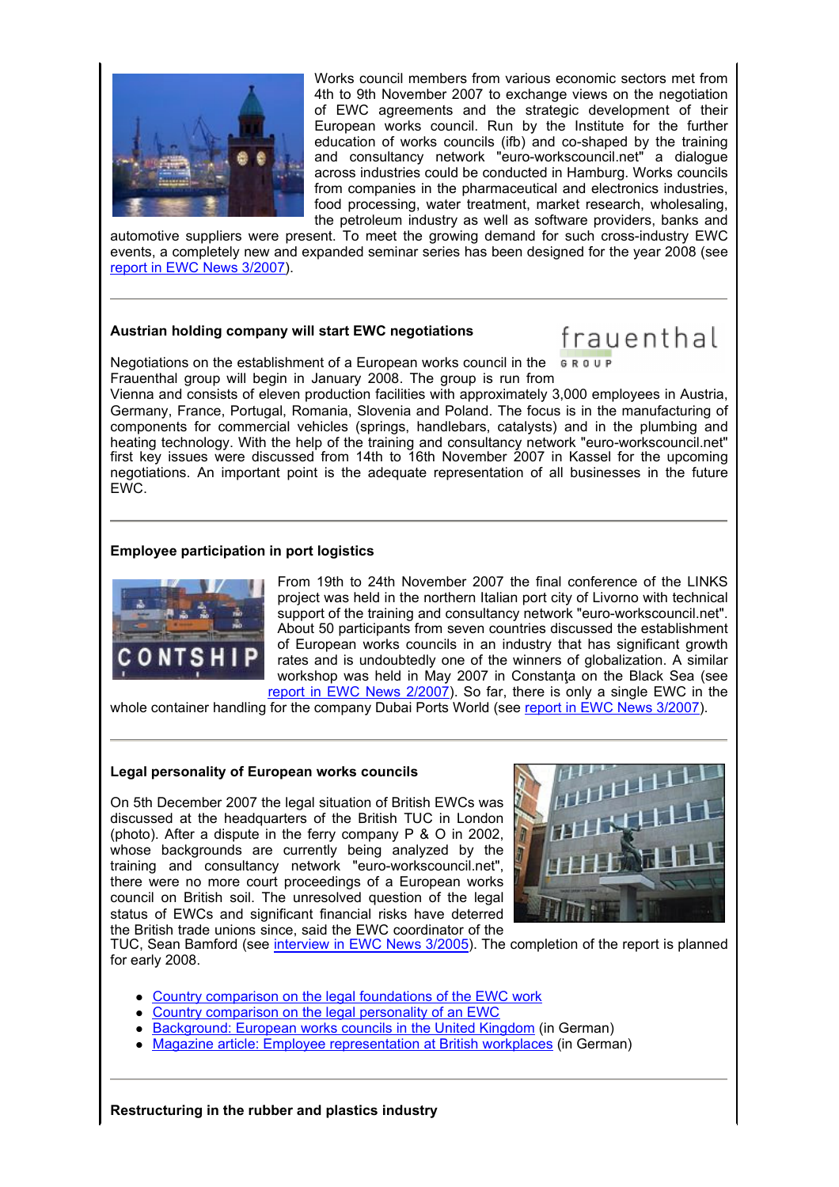Works council members from various economic sectors met from 4th to 9th November 2007 to exchange views on the negotiation of EWC agreements and the strategic development of their European works council. Run by the Institute for the further education of works councils (ifb) and co-shaped by the training and consultancy network "euro-workscouncil.net" a dialogue across industries could be conducted in Hamburg. Works councils from companies in the pharmaceutical and electronics industries, food processing, water treatment, market research, wholesaling, the petroleum industry as well as software providers, banks and automotive suppliers were present. To meet the growing demand for such cross-industry EWC events, a completely new and expanded seminar series has been designed for the year 2008 (see report in EWC News 3/2007).

---

**Austrian holding company will start EWC negotiations**

Negotiations on the establishment of a European works council in the Frauenthal group will begin in January 2008. The group is run from Vienna and consists of eleven production facilities with approximately 3,000 employees in Austria, Germany, France, Portugal, Romania, Slovenia and Poland. The focus is in the manufacturing of components for commercial vehicles (springs, handlebars, catalysts) and in the plumbing and heating technology. With the help of the training and consultancy network "euro-workscouncil.net" first key issues were discussed from 14th to 16th November 2007 in Kassel for the upcoming negotiations. An important point is the adequate representation of all businesses in the future EWC.

---

**Employee participation in port logistics**

From 19th to 24th November 2007 the final conference of the LINKS project was held in the northern Italian port city of Livorno with technical support of the training and consultancy network "euro-workscouncil.net". About 50 participants from seven countries discussed the establishment of European works councils in an industry that has significant growth rates and is undoubtedly one of the winners of globalization. A similar workshop was held in May 2007 in Constanţa on the Black Sea (see report in EWC News 2/2007). So far, there is only a single EWC in the whole container handling for the company Dubai Ports World (see report in EWC News 3/2007).

---

**Legal personality of European works councils**

On 5th December 2007 the legal situation of British EWCs was discussed at the headquarters of the British TUC in London (photo). After a dispute in the ferry company P & O in 2002, whose backgrounds are currently being analyzed by the training and consultancy network "euro-workscouncil.net", there were no more court proceedings of a European works council on British soil. The unresolved question of the legal status of EWCs and significant financial risks have deterred the British trade unions since, said the EWC coordinator of the TUC, Sean Bamford (see interview in EWC News 3/2005). The completion of the report is planned for early 2008.

- Country comparison on the legal foundations of the EWC work
- Country comparison on the legal personality of an EWC
- Background: European works councils in the United Kingdom (in German)
- Magazine article: Employee representation at British workplaces (in German)

---

**Restructuring in the rubber and plastics industry**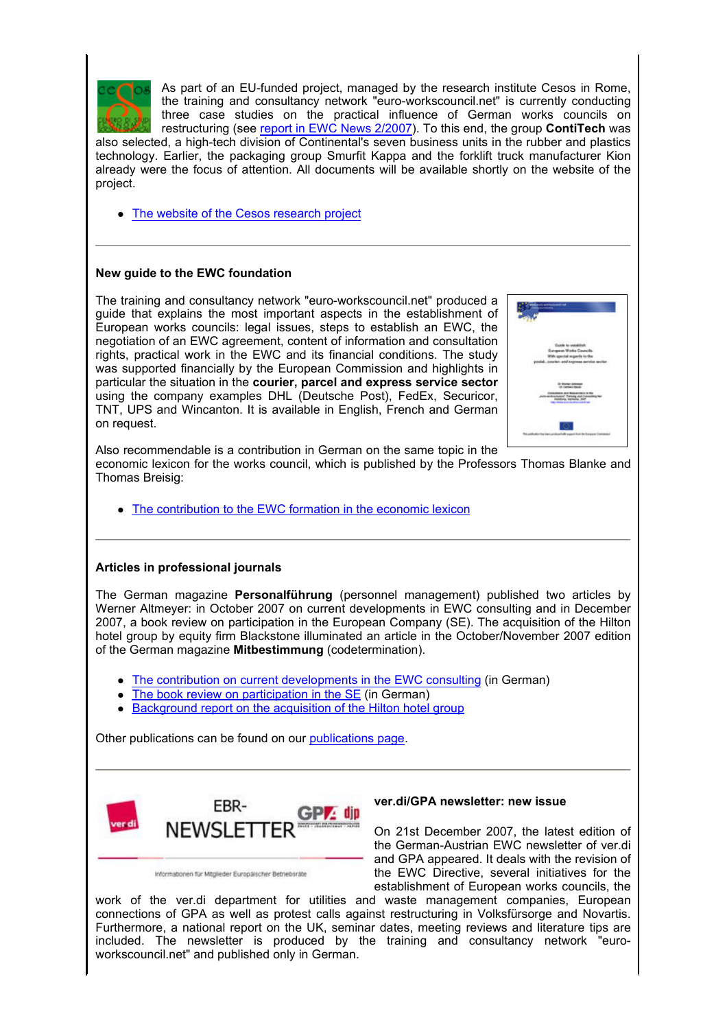As part of an EU-funded project, managed by the research institute Cesos in Rome, the training and consultancy network "euro-workscouncil.net" is currently conducting three case studies on the practical influence of German works councils on restructuring (see report in EWC News 2/2007). To this end, the group **ContiTech** was also selected, a high-tech division of Continental's seven business units in the rubber and plastics technology. Earlier, the packaging group Smurfit Kappa and the forklift truck manufacturer Kion already were the focus of attention. All documents will be available shortly on the website of the project.

- The website of the Cesos research project

---

**New guide to the EWC foundation**

The training and consultancy network "euro-workscouncil.net" produced a guide that explains the most important aspects in the establishment of European works councils: legal issues, steps to establish an EWC, the negotiation of an EWC agreement, content of information and consultation rights, practical work in the EWC and its financial conditions. The study was supported financially by the European Commission and highlights in particular the situation in the **courier, parcel and express service sector** using the company examples DHL (Deutsche Post), FedEx, Securicor, TNT, UPS and Wincanton. It is available in English, French and German on request.

Also recommendable is a contribution in German on the same topic in the economic lexicon for the works council, which is published by the Professors Thomas Blanke and Thomas Breisig:

- The contribution to the EWC formation in the economic lexicon

---

**Articles in professional journals**

The German magazine **Personalführung** (personnel management) published two articles by Werner Altmeyer: in October 2007 on current developments in EWC consulting and in December 2007, a book review on participation in the European Company (SE). The acquisition of the Hilton hotel group by equity firm Blackstone illuminated an article in the October/November 2007 edition of the German magazine **Mitbestimmung** (codetermination).

- The contribution on current developments in the EWC consulting (in German)
- The book review on participation in the SE (in German)
- Background report on the acquisition of the Hilton hotel group

Other publications can be found on our publications page.

---

**ver.di/GPA newsletter: new issue**

On 21st December 2007, the latest edition of the German-Austrian EWC newsletter of ver.di and GPA appeared. It deals with the revision of the EWC Directive, several initiatives for the establishment of European works councils, the work of the ver.di department for utilities and waste management companies, European connections of GPA as well as protest calls against restructuring in Volksfürsorge and Novartis. Furthermore, a national report on the UK, seminar dates, meeting reviews and literature tips are included. The newsletter is produced by the training and consultancy network "euro-workscouncil.net" and published only in German.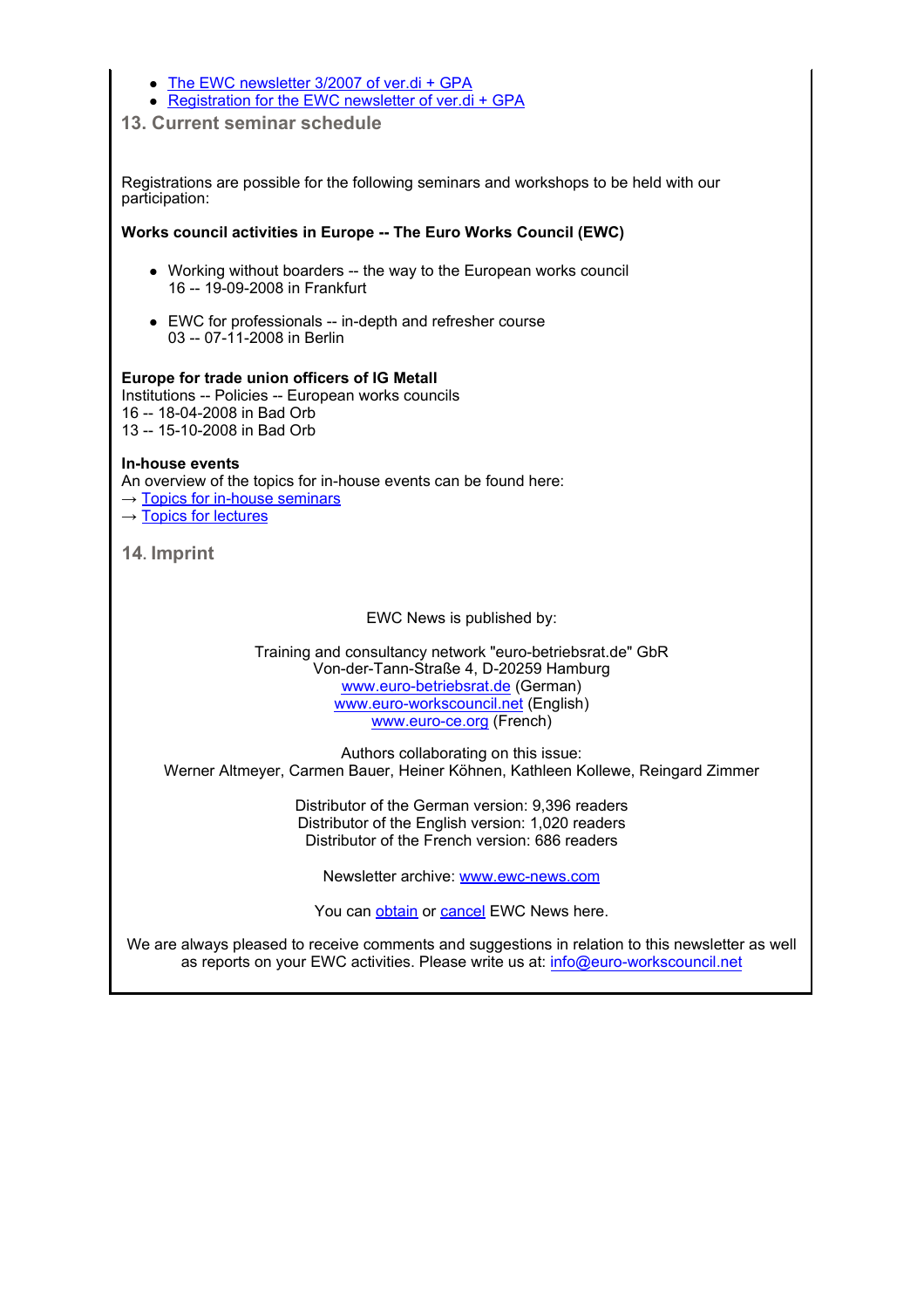- The EWC newsletter 3/2007 of ver.di + GPA
- Registration for the EWC newsletter of ver.di + GPA

## 13. Current seminar schedule

Registrations are possible for the following seminars and workshops to be held with our participation:

**Works council activities in Europe -- The Euro Works Council (EWC)**

- Working without boarders -- the way to the European works council
  16 -- 19-09-2008 in Frankfurt

- EWC for professionals -- in-depth and refresher course
  03 -- 07-11-2008 in Berlin

**Europe for trade union officers of IG Metall**
Institutions -- Policies -- European works councils
16 -- 18-04-2008 in Bad Orb
13 -- 15-10-2008 in Bad Orb

**In-house events**
An overview of the topics for in-house events can be found here:
→ Topics for in-house seminars
→ Topics for lectures

## 14. Imprint

EWC News is published by:

Training and consultancy network "euro-betriebsrat.de" GbR
Von-der-Tann-Straße 4, D-20259 Hamburg
www.euro-betriebsrat.de (German)
www.euro-workscouncil.net (English)
www.euro-ce.org (French)

Authors collaborating on this issue:
Werner Altmeyer, Carmen Bauer, Heiner Köhnen, Kathleen Kollewe, Reingard Zimmer

Distributor of the German version: 9,396 readers
Distributor of the English version: 1,020 readers
Distributor of the French version: 686 readers

Newsletter archive: www.ewc-news.com

You can obtain or cancel EWC News here.

We are always pleased to receive comments and suggestions in relation to this newsletter as well as reports on your EWC activities. Please write us at: info@euro-workscouncil.net